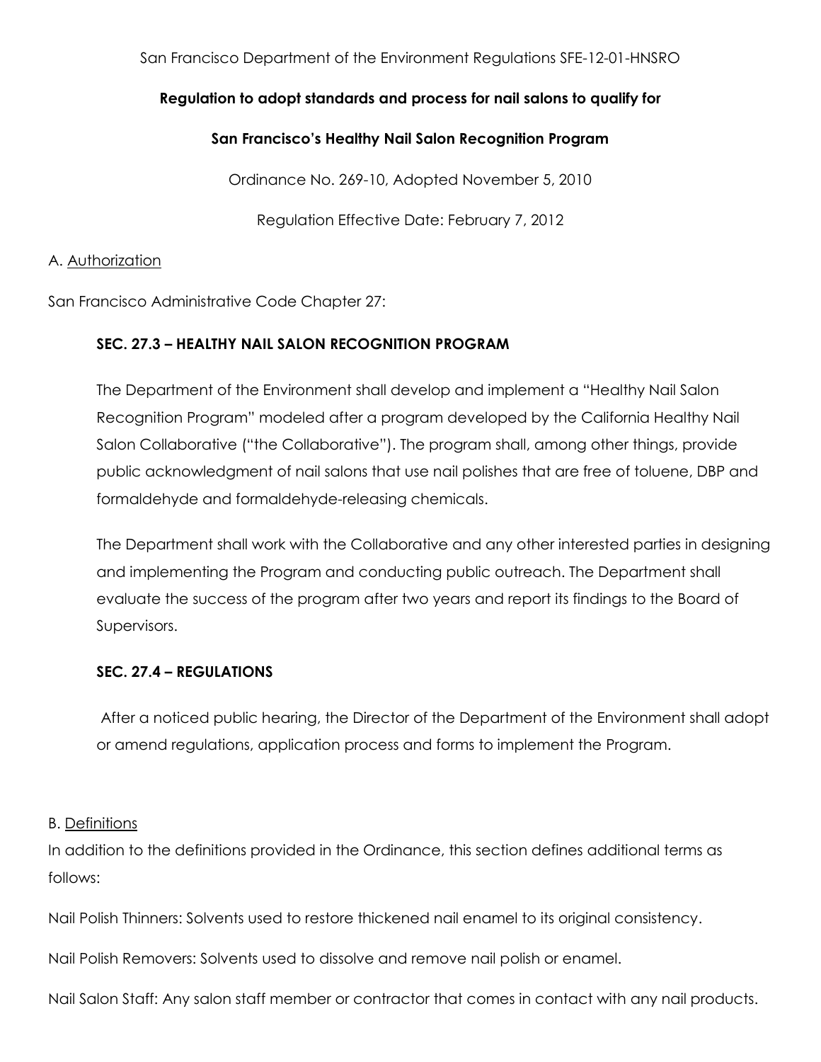San Francisco Department of the Environment Regulations SFE-12-01-HNSRO

**Regulation to adopt standards and process for nail salons to qualify for**

**San Francisco's Healthy Nail Salon Recognition Program**

Ordinance No. 269-10, Adopted November 5, 2010

Regulation Effective Date: February 7, 2012

## A. Authorization

San Francisco Administrative Code Chapter 27:

### SEC. 27.3 – HEALTHY NAIL SALON RECOGNITION PROGRAM

The Department of the Environment shall develop and implement a "Healthy Nail Salon Recognition Program" modeled after a program developed by the California Healthy Nail Salon Collaborative ("the Collaborative"). The program shall, among other things, provide public acknowledgment of nail salons that use nail polishes that are free of toluene, DBP and formaldehyde and formaldehyde-releasing chemicals.

The Department shall work with the Collaborative and any other interested parties in designing and implementing the Program and conducting public outreach. The Department shall evaluate the success of the program after two years and report its findings to the Board of Supervisors.

### SEC. 27.4 – REGULATIONS

After a noticed public hearing, the Director of the Department of the Environment shall adopt or amend regulations, application process and forms to implement the Program.

## B. Definitions

In addition to the definitions provided in the Ordinance, this section defines additional terms as follows:

Nail Polish Thinners: Solvents used to restore thickened nail enamel to its original consistency.

Nail Polish Removers: Solvents used to dissolve and remove nail polish or enamel.

Nail Salon Staff: Any salon staff member or contractor that comes in contact with any nail products.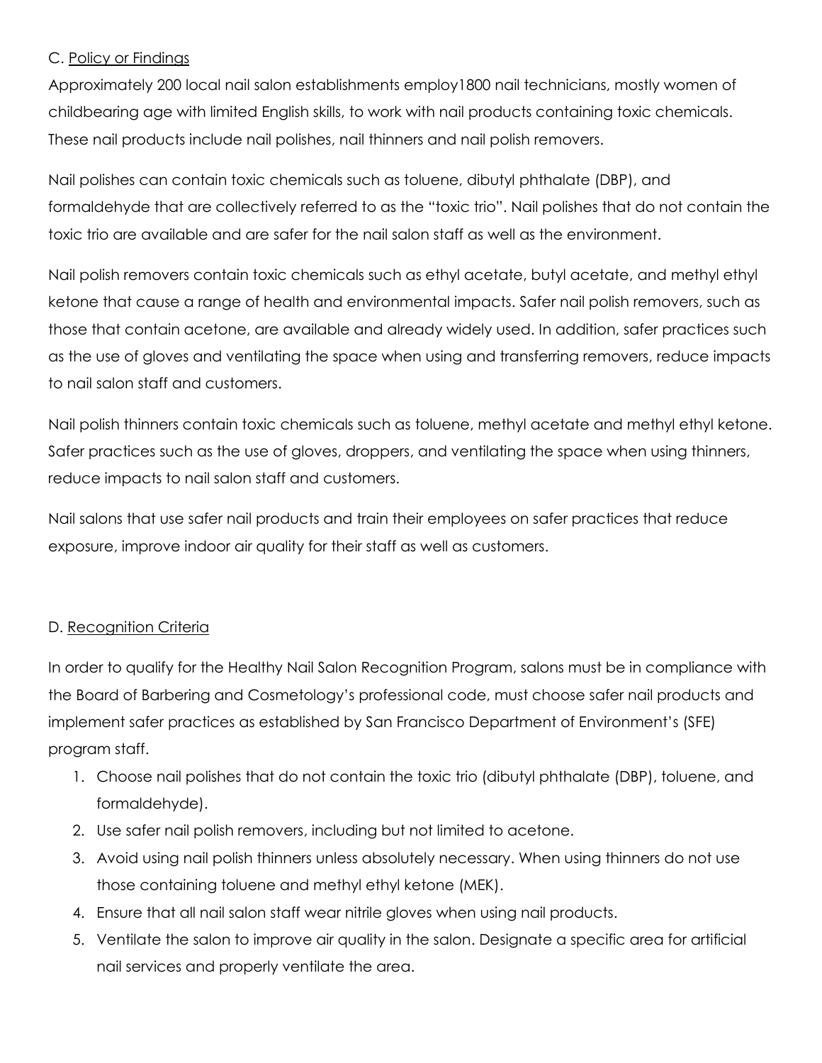### C. Policy or Findings

Approximately 200 local nail salon establishments employ1800 nail technicians, mostly women of childbearing age with limited English skills, to work with nail products containing toxic chemicals. These nail products include nail polishes, nail thinners and nail polish removers.

Nail polishes can contain toxic chemicals such as toluene, dibutyl phthalate (DBP), and formaldehyde that are collectively referred to as the "toxic trio". Nail polishes that do not contain the toxic trio are available and are safer for the nail salon staff as well as the environment.

Nail polish removers contain toxic chemicals such as ethyl acetate, butyl acetate, and methyl ethyl ketone that cause a range of health and environmental impacts. Safer nail polish removers, such as those that contain acetone, are available and already widely used. In addition, safer practices such as the use of gloves and ventilating the space when using and transferring removers, reduce impacts to nail salon staff and customers.

Nail polish thinners contain toxic chemicals such as toluene, methyl acetate and methyl ethyl ketone. Safer practices such as the use of gloves, droppers, and ventilating the space when using thinners, reduce impacts to nail salon staff and customers.

Nail salons that use safer nail products and train their employees on safer practices that reduce exposure, improve indoor air quality for their staff as well as customers.

### D. Recognition Criteria

In order to qualify for the Healthy Nail Salon Recognition Program, salons must be in compliance with the Board of Barbering and Cosmetology's professional code, must choose safer nail products and implement safer practices as established by San Francisco Department of Environment's (SFE) program staff.

1. Choose nail polishes that do not contain the toxic trio (dibutyl phthalate (DBP), toluene, and formaldehyde).
2. Use safer nail polish removers, including but not limited to acetone.
3. Avoid using nail polish thinners unless absolutely necessary. When using thinners do not use those containing toluene and methyl ethyl ketone (MEK).
4. Ensure that all nail salon staff wear nitrile gloves when using nail products.
5. Ventilate the salon to improve air quality in the salon. Designate a specific area for artificial nail services and properly ventilate the area.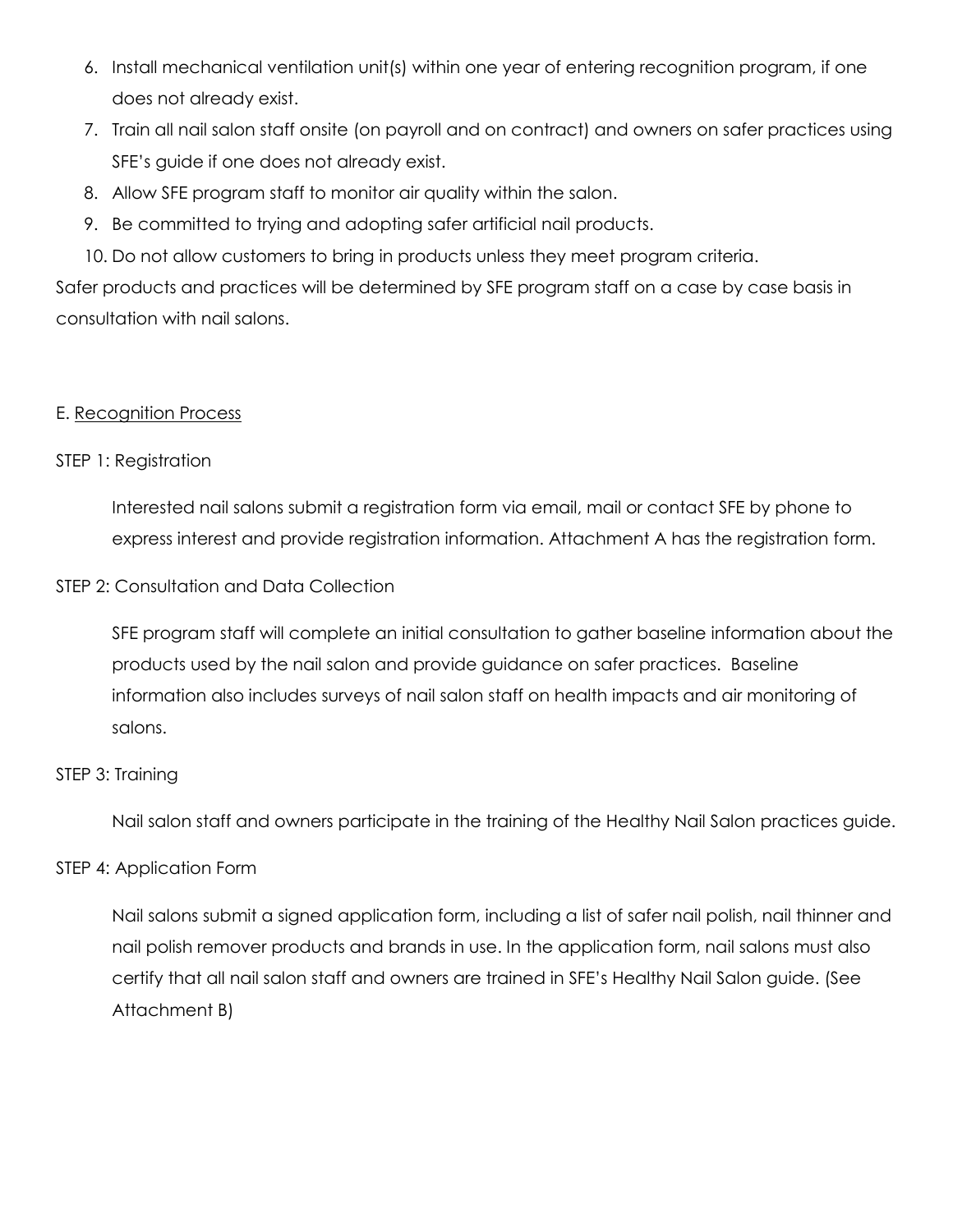6. Install mechanical ventilation unit(s) within one year of entering recognition program, if one does not already exist.
7. Train all nail salon staff onsite (on payroll and on contract) and owners on safer practices using SFE's guide if one does not already exist.
8. Allow SFE program staff to monitor air quality within the salon.
9. Be committed to trying and adopting safer artificial nail products.
10. Do not allow customers to bring in products unless they meet program criteria.

Safer products and practices will be determined by SFE program staff on a case by case basis in consultation with nail salons.

E. <u>Recognition Process</u>

STEP 1: Registration

Interested nail salons submit a registration form via email, mail or contact SFE by phone to express interest and provide registration information. Attachment A has the registration form.

STEP 2: Consultation and Data Collection

SFE program staff will complete an initial consultation to gather baseline information about the products used by the nail salon and provide guidance on safer practices. Baseline information also includes surveys of nail salon staff on health impacts and air monitoring of salons.

STEP 3: Training

Nail salon staff and owners participate in the training of the Healthy Nail Salon practices guide.

STEP 4: Application Form

Nail salons submit a signed application form, including a list of safer nail polish, nail thinner and nail polish remover products and brands in use. In the application form, nail salons must also certify that all nail salon staff and owners are trained in SFE's Healthy Nail Salon guide. (See Attachment B)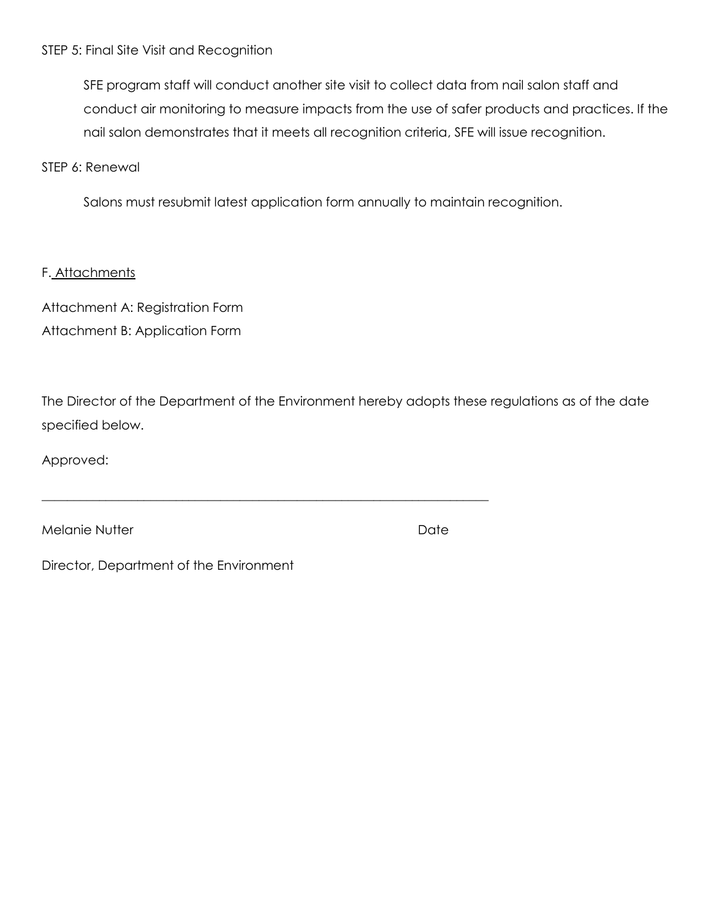STEP 5: Final Site Visit and Recognition

SFE program staff will conduct another site visit to collect data from nail salon staff and conduct air monitoring to measure impacts from the use of safer products and practices. If the nail salon demonstrates that it meets all recognition criteria, SFE will issue recognition.

STEP 6: Renewal

Salons must resubmit latest application form annually to maintain recognition.

F. Attachments

Attachment A: Registration Form
Attachment B: Application Form

The Director of the Department of the Environment hereby adopts these regulations as of the date specified below.

Approved:

\_\_\_\_\_\_\_\_\_\_\_\_\_\_\_\_\_\_\_\_\_\_\_\_\_\_\_\_\_\_\_\_\_\_\_\_\_\_\_\_\_\_\_\_\_\_\_\_\_\_\_\_\_\_\_\_\_\_\_\_\_\_\_\_\_\_\_\_\_\_

Melanie Nutter Date

Director, Department of the Environment